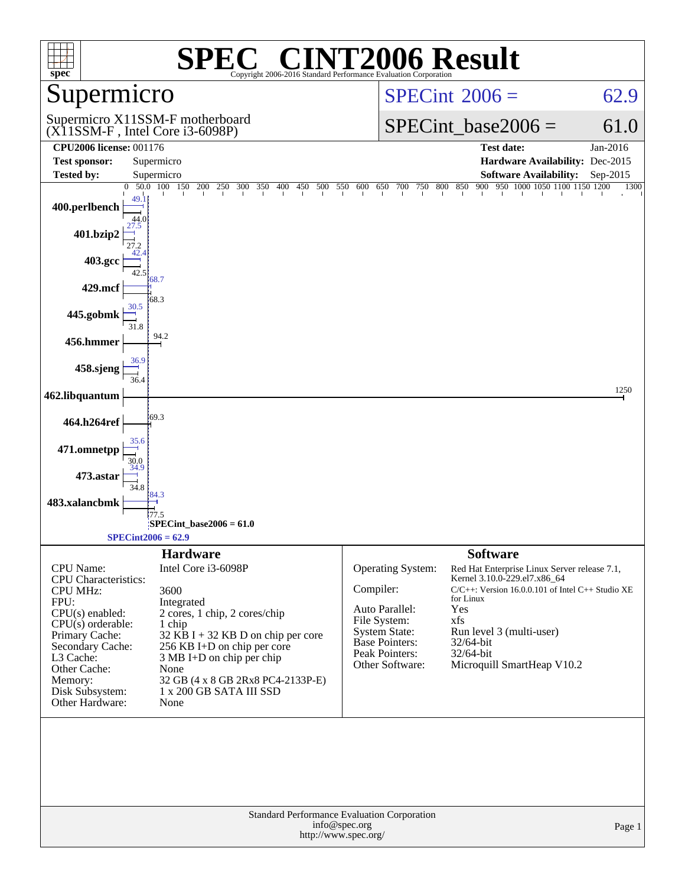# SPEC CINT2006 Result

Copyright 2006-2016 Standard Performance Evaluation Corporation

## Supermicro

Supermicro X11SSM-F motherboard
(X11SSM-F , Intel Core i3-6098P)

SPECint 2006 = 62.9

SPECint_base2006 = 61.0

| | | | |
|---|---|---|---|
| **CPU2006 license:** 001176 | | **Test date:** | Jan-2016 |
| **Test sponsor:** | Supermicro | **Hardware Availability:** | Dec-2015 |
| **Tested by:** | Supermicro | **Software Availability:** | Sep-2015 |

| Benchmark | Peak | Base |
|---|---|---|
| 400.perlbench | 49.1 | 44.0 |
| 401.bzip2 | 27.5 | 27.2 |
| 403.gcc | 42.4 | 42.5 |
| 429.mcf | 68.7 | 68.3 |
| 445.gobmk | 30.5 | 31.8 |
| 456.hmmer | | 94.2 |
| 458.sjeng | 36.9 | 36.4 |
| 462.libquantum | | 1250 |
| 464.h264ref | | 69.3 |
| 471.omnetpp | 35.6 | 30.0 |
| 473.astar | 34.9 | 34.8 |
| 483.xalancbmk | 84.3 | 77.5 |

SPECint_base2006 = 61.0

SPECint2006 = 62.9

## Hardware

| | |
|---|---|
| CPU Name: | Intel Core i3-6098P |
| CPU Characteristics: | |
| CPU MHz: | 3600 |
| FPU: | Integrated |
| CPU(s) enabled: | 2 cores, 1 chip, 2 cores/chip |
| CPU(s) orderable: | 1 chip |
| Primary Cache: | 32 KB I + 32 KB D on chip per core |
| Secondary Cache: | 256 KB I+D on chip per core |
| L3 Cache: | 3 MB I+D on chip per chip |
| Other Cache: | None |
| Memory: | 32 GB (4 x 8 GB 2Rx8 PC4-2133P-E) |
| Disk Subsystem: | 1 x 200 GB SATA III SSD |
| Other Hardware: | None |

## Software

| | |
|---|---|
| Operating System: | Red Hat Enterprise Linux Server release 7.1, Kernel 3.10.0-229.el7.x86_64 |
| Compiler: | C/C++: Version 16.0.0.101 of Intel C++ Studio XE for Linux |
| Auto Parallel: | Yes |
| File System: | xfs |
| System State: | Run level 3 (multi-user) |
| Base Pointers: | 32/64-bit |
| Peak Pointers: | 32/64-bit |
| Other Software: | Microquill SmartHeap V10.2 |

Standard Performance Evaluation Corporation
info@spec.org
http://www.spec.org/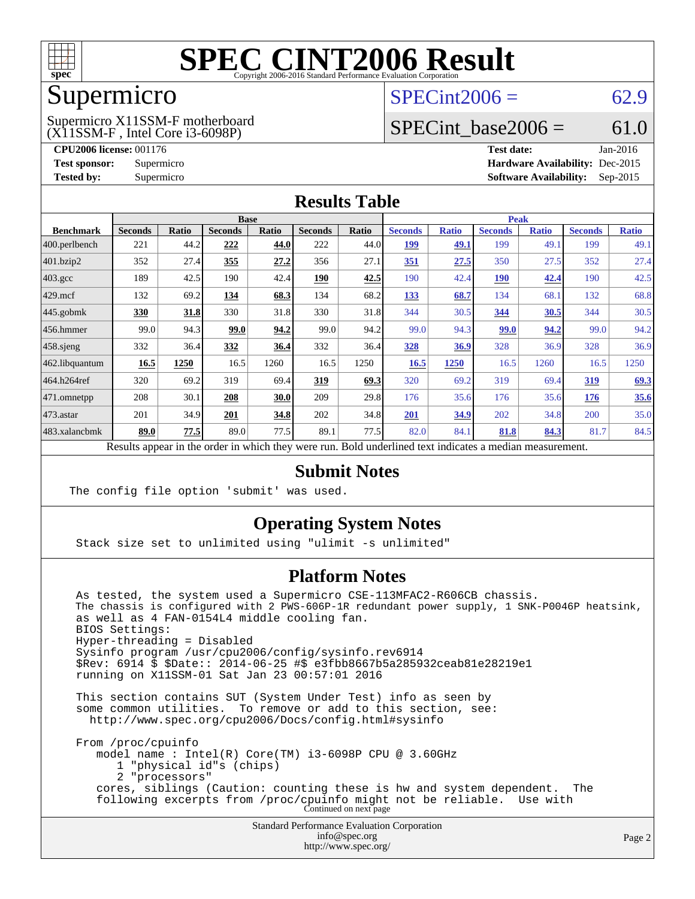# SPEC CINT2006 Result

Copyright 2006-2016 Standard Performance Evaluation Corporation

## Supermicro

Supermicro X11SSM-F motherboard
(X11SSM-F , Intel Core i3-6098P)

SPECint2006 = 62.9

SPECint_base2006 = 61.0

**CPU2006 license:** 001176
**Test sponsor:** Supermicro
**Tested by:** Supermicro

**Test date:** Jan-2016
**Hardware Availability:** Dec-2015
**Software Availability:** Sep-2015

### Results Table

| Benchmark | Base | | | | | | Peak | | | | | |
|---|---|---|---|---|---|---|---|---|---|---|---|---|
| | Seconds | Ratio | Seconds | Ratio | Seconds | Ratio | Seconds | Ratio | Seconds | Ratio | Seconds | Ratio |
| 400.perlbench | 221 | 44.2 | **222** | **44.0** | 222 | 44.0 | **199** | **49.1** | 199 | 49.1 | 199 | 49.1 |
| 401.bzip2 | 352 | 27.4 | **355** | **27.2** | 356 | 27.1 | **351** | **27.5** | 350 | 27.5 | 352 | 27.4 |
| 403.gcc | 189 | 42.5 | 190 | 42.4 | **190** | **42.5** | 190 | 42.4 | **190** | **42.4** | 190 | 42.5 |
| 429.mcf | 132 | 69.2 | **134** | **68.3** | 134 | 68.2 | **133** | **68.7** | 134 | 68.1 | 132 | 68.8 |
| 445.gobmk | **330** | **31.8** | 330 | 31.8 | 330 | 31.8 | 344 | 30.5 | **344** | **30.5** | 344 | 30.5 |
| 456.hmmer | 99.0 | 94.3 | **99.0** | **94.2** | 99.0 | 94.2 | 99.0 | 94.3 | **99.0** | **94.2** | 99.0 | 94.2 |
| 458.sjeng | 332 | 36.4 | **332** | **36.4** | 332 | 36.4 | **328** | **36.9** | 328 | 36.9 | 328 | 36.9 |
| 462.libquantum | **16.5** | **1250** | 16.5 | 1260 | 16.5 | 1250 | **16.5** | **1250** | 16.5 | 1260 | 16.5 | 1250 |
| 464.h264ref | 320 | 69.2 | 319 | 69.4 | **319** | **69.3** | 320 | 69.2 | 319 | 69.4 | **319** | **69.3** |
| 471.omnetpp | 208 | 30.1 | **208** | **30.0** | 209 | 29.8 | 176 | 35.6 | 176 | 35.6 | **176** | **35.6** |
| 473.astar | 201 | 34.9 | **201** | **34.8** | 202 | 34.8 | **201** | **34.9** | 202 | 34.8 | 200 | 35.0 |
| 483.xalancbmk | **89.0** | **77.5** | 89.0 | 77.5 | 89.1 | 77.5 | 82.0 | 84.1 | **81.8** | **84.3** | 81.7 | 84.5 |

Results appear in the order in which they were run. Bold underlined text indicates a median measurement.

### Submit Notes

```
The config file option 'submit' was used.
```

### Operating System Notes

```
Stack size set to unlimited using "ulimit -s unlimited"
```

### Platform Notes

```
As tested, the system used a Supermicro CSE-113MFAC2-R606CB chassis.
The chassis is configured with 2 PWS-606P-1R redundant power supply, 1 SNK-P0046P heatsink,
as well as 4 FAN-0154L4 middle cooling fan.
BIOS Settings:
Hyper-threading = Disabled
Sysinfo program /usr/cpu2006/config/sysinfo.rev6914
$Rev: 6914 $ $Date:: 2014-06-25 #$ e3fbb8667b5a285932ceab81e28219e1
running on X11SSM-01 Sat Jan 23 00:57:01 2016

This section contains SUT (System Under Test) info as seen by
some common utilities.  To remove or add to this section, see:
  http://www.spec.org/cpu2006/Docs/config.html#sysinfo

From /proc/cpuinfo
   model name : Intel(R) Core(TM) i3-6098P CPU @ 3.60GHz
      1 "physical id"s (chips)
      2 "processors"
   cores, siblings (Caution: counting these is hw and system dependent.  The
   following excerpts from /proc/cpuinfo might not be reliable.  Use with
```

Continued on next page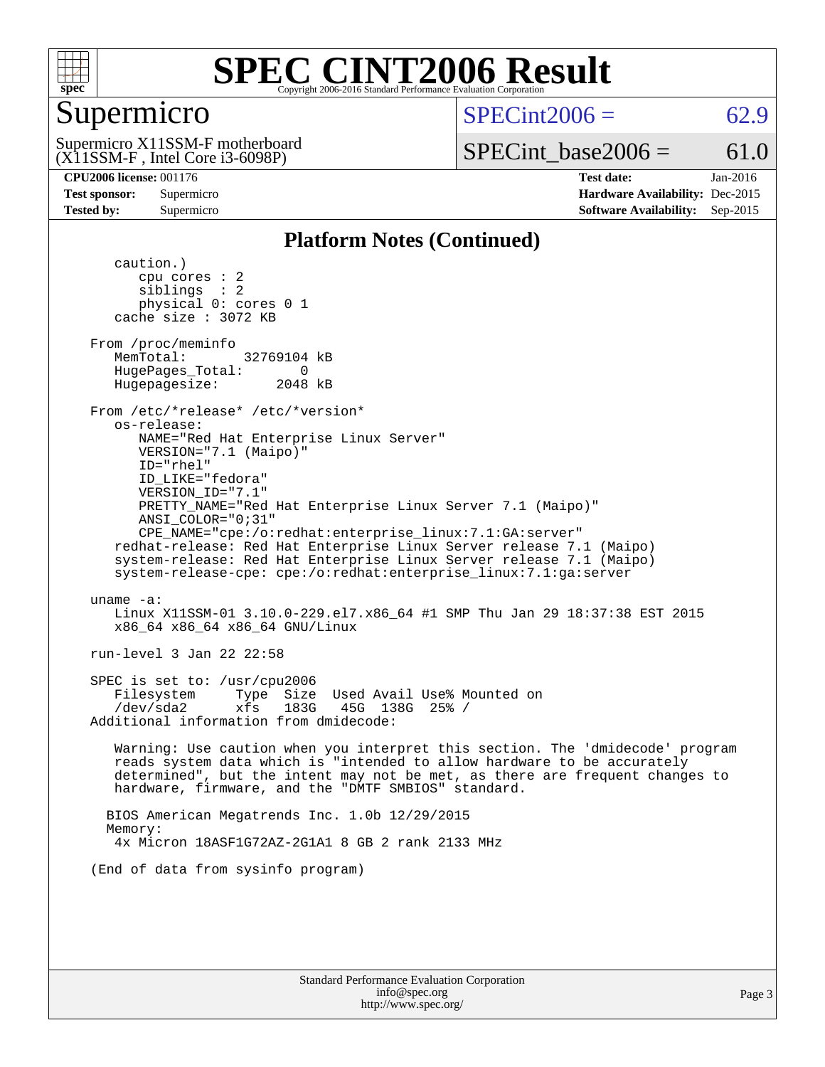# SPEC CINT2006 Result

## Supermicro

Supermicro X11SSM-F motherboard
(X11SSM-F , Intel Core i3-6098P)

SPECint2006 = 62.9

SPECint_base2006 = 61.0

| | | | |
|---|---|---|---|
| **CPU2006 license:** 001176 | | **Test date:** | Jan-2016 |
| **Test sponsor:** | Supermicro | **Hardware Availability:** | Dec-2015 |
| **Tested by:** | Supermicro | **Software Availability:** | Sep-2015 |

### Platform Notes (Continued)

```
      caution.)
         cpu cores : 2
         siblings  : 2
         physical 0: cores 0 1
      cache size : 3072 KB

   From /proc/meminfo
      MemTotal:       32769104 kB
      HugePages_Total:       0
      Hugepagesize:       2048 kB

   From /etc/*release* /etc/*version*
      os-release:
         NAME="Red Hat Enterprise Linux Server"
         VERSION="7.1 (Maipo)"
         ID="rhel"
         ID_LIKE="fedora"
         VERSION_ID="7.1"
         PRETTY_NAME="Red Hat Enterprise Linux Server 7.1 (Maipo)"
         ANSI_COLOR="0;31"
         CPE_NAME="cpe:/o:redhat:enterprise_linux:7.1:GA:server"
      redhat-release: Red Hat Enterprise Linux Server release 7.1 (Maipo)
      system-release: Red Hat Enterprise Linux Server release 7.1 (Maipo)
      system-release-cpe: cpe:/o:redhat:enterprise_linux:7.1:ga:server

   uname -a:
      Linux X11SSM-01 3.10.0-229.el7.x86_64 #1 SMP Thu Jan 29 18:37:38 EST 2015
      x86_64 x86_64 x86_64 GNU/Linux

   run-level 3 Jan 22 22:58

   SPEC is set to: /usr/cpu2006
      Filesystem     Type  Size  Used Avail Use% Mounted on
      /dev/sda2      xfs   183G   45G  138G  25% /
   Additional information from dmidecode:

      Warning: Use caution when you interpret this section. The 'dmidecode' program
      reads system data which is "intended to allow hardware to be accurately
      determined", but the intent may not be met, as there are frequent changes to
      hardware, firmware, and the "DMTF SMBIOS" standard.

     BIOS American Megatrends Inc. 1.0b 12/29/2015
     Memory:
      4x Micron 18ASF1G72AZ-2G1A1 8 GB 2 rank 2133 MHz

   (End of data from sysinfo program)
```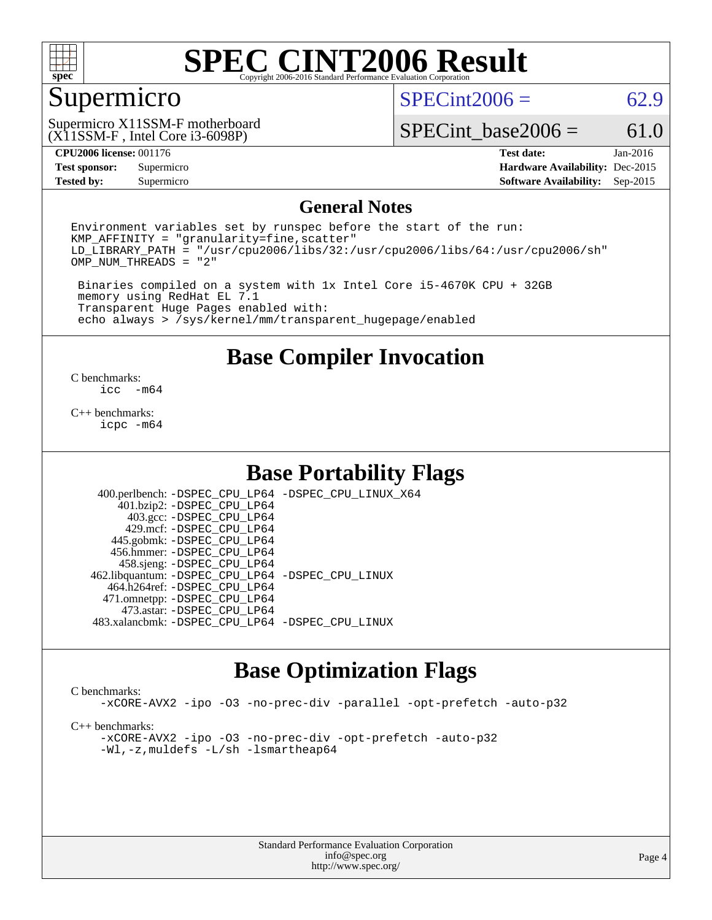# SPEC CINT2006 Result

Copyright 2006-2016 Standard Performance Evaluation Corporation

## Supermicro

Supermicro X11SSM-F motherboard
(X11SSM-F , Intel Core i3-6098P)

SPECint2006 = 62.9

SPECint_base2006 = 61.0

| | | | |
|---|---|---|---|
| **CPU2006 license:** 001176 | | **Test date:** | Jan-2016 |
| **Test sponsor:** | Supermicro | **Hardware Availability:** | Dec-2015 |
| **Tested by:** | Supermicro | **Software Availability:** | Sep-2015 |

## General Notes

```
Environment variables set by runspec before the start of the run:
KMP_AFFINITY = "granularity=fine,scatter"
LD_LIBRARY_PATH = "/usr/cpu2006/libs/32:/usr/cpu2006/libs/64:/usr/cpu2006/sh"
OMP_NUM_THREADS = "2"

 Binaries compiled on a system with 1x Intel Core i5-4670K CPU + 32GB
 memory using RedHat EL 7.1
 Transparent Huge Pages enabled with:
 echo always > /sys/kernel/mm/transparent_hugepage/enabled
```

## Base Compiler Invocation

C benchmarks:
```
icc  -m64
```

C++ benchmarks:
```
icpc -m64
```

## Base Portability Flags

```
    400.perlbench: -DSPEC_CPU_LP64 -DSPEC_CPU_LINUX_X64
       401.bzip2: -DSPEC_CPU_LP64
         403.gcc: -DSPEC_CPU_LP64
         429.mcf: -DSPEC_CPU_LP64
       445.gobmk: -DSPEC_CPU_LP64
       456.hmmer: -DSPEC_CPU_LP64
       458.sjeng: -DSPEC_CPU_LP64
  462.libquantum: -DSPEC_CPU_LP64 -DSPEC_CPU_LINUX
     464.h264ref: -DSPEC_CPU_LP64
     471.omnetpp: -DSPEC_CPU_LP64
       473.astar: -DSPEC_CPU_LP64
  483.xalancbmk: -DSPEC_CPU_LP64 -DSPEC_CPU_LINUX
```

## Base Optimization Flags

C benchmarks:
```
-xCORE-AVX2 -ipo -O3 -no-prec-div -parallel -opt-prefetch -auto-p32
```

C++ benchmarks:
```
-xCORE-AVX2 -ipo -O3 -no-prec-div -opt-prefetch -auto-p32
-Wl,-z,muldefs -L/sh -lsmartheap64
```

Standard Performance Evaluation Corporation
info@spec.org
http://www.spec.org/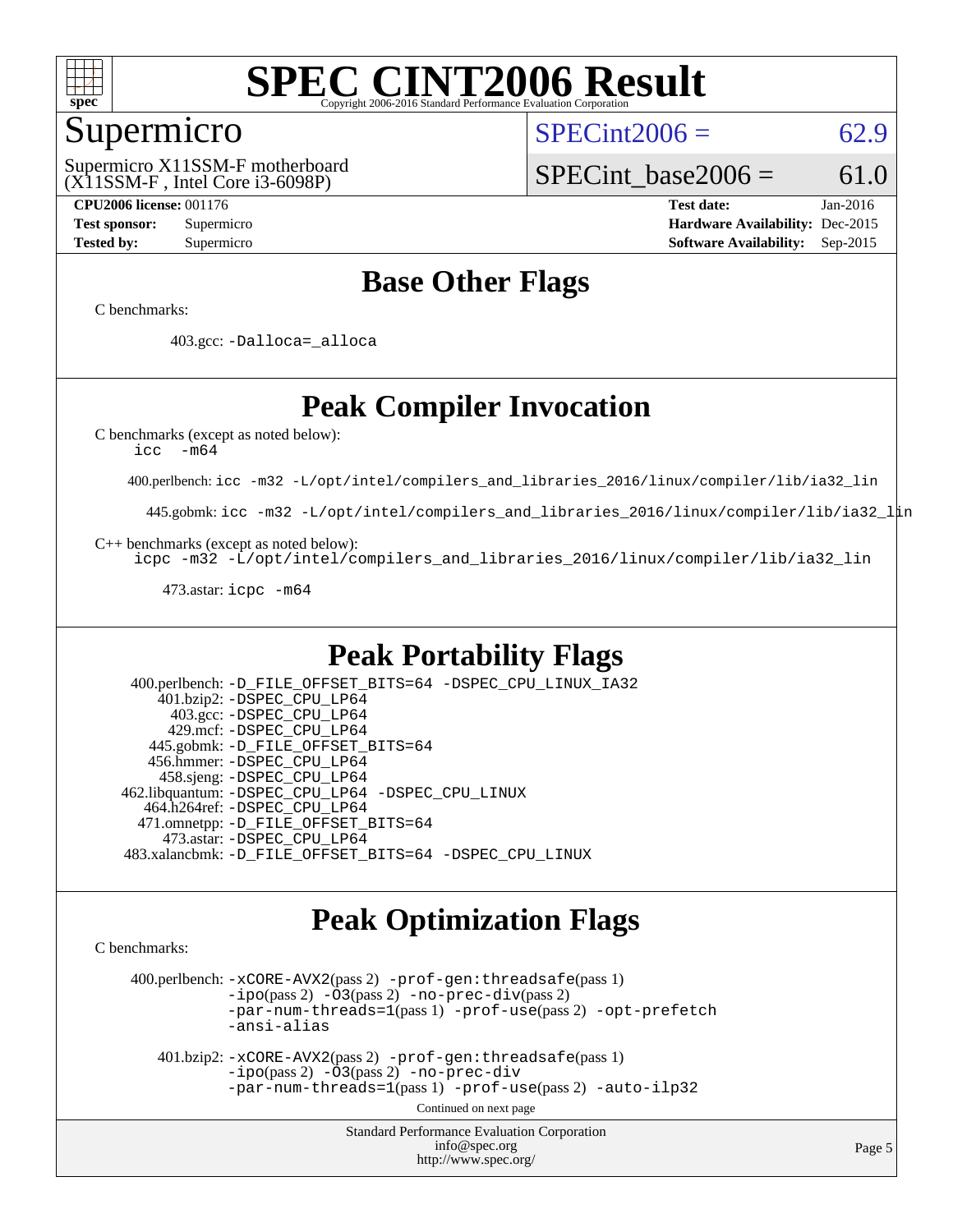# SPEC CINT2006 Result

## Supermicro

Supermicro X11SSM-F motherboard
(X11SSM-F , Intel Core i3-6098P)

SPECint2006 = 62.9

SPECint_base2006 = 61.0

**CPU2006 license:** 001176
**Test sponsor:** Supermicro
**Tested by:** Supermicro

**Test date:** Jan-2016
**Hardware Availability:** Dec-2015
**Software Availability:** Sep-2015

## Base Other Flags

C benchmarks:

403.gcc: -Dalloca=_alloca

## Peak Compiler Invocation

C benchmarks (except as noted below):
icc -m64

400.perlbench: icc -m32 -L/opt/intel/compilers_and_libraries_2016/linux/compiler/lib/ia32_lin

445.gobmk: icc -m32 -L/opt/intel/compilers_and_libraries_2016/linux/compiler/lib/ia32_lin

C++ benchmarks (except as noted below):
icpc -m32 -L/opt/intel/compilers_and_libraries_2016/linux/compiler/lib/ia32_lin

473.astar: icpc -m64

## Peak Portability Flags

400.perlbench: -D_FILE_OFFSET_BITS=64 -DSPEC_CPU_LINUX_IA32
401.bzip2: -DSPEC_CPU_LP64
403.gcc: -DSPEC_CPU_LP64
429.mcf: -DSPEC_CPU_LP64
445.gobmk: -D_FILE_OFFSET_BITS=64
456.hmmer: -DSPEC_CPU_LP64
458.sjeng: -DSPEC_CPU_LP64
462.libquantum: -DSPEC_CPU_LP64 -DSPEC_CPU_LINUX
464.h264ref: -DSPEC_CPU_LP64
471.omnetpp: -D_FILE_OFFSET_BITS=64
473.astar: -DSPEC_CPU_LP64
483.xalancbmk: -D_FILE_OFFSET_BITS=64 -DSPEC_CPU_LINUX

## Peak Optimization Flags

C benchmarks:

400.perlbench: -xCORE-AVX2(pass 2) -prof-gen:threadsafe(pass 1) -ipo(pass 2) -O3(pass 2) -no-prec-div(pass 2) -par-num-threads=1(pass 1) -prof-use(pass 2) -opt-prefetch -ansi-alias

401.bzip2: -xCORE-AVX2(pass 2) -prof-gen:threadsafe(pass 1) -ipo(pass 2) -O3(pass 2) -no-prec-div -par-num-threads=1(pass 1) -prof-use(pass 2) -auto-ilp32

Continued on next page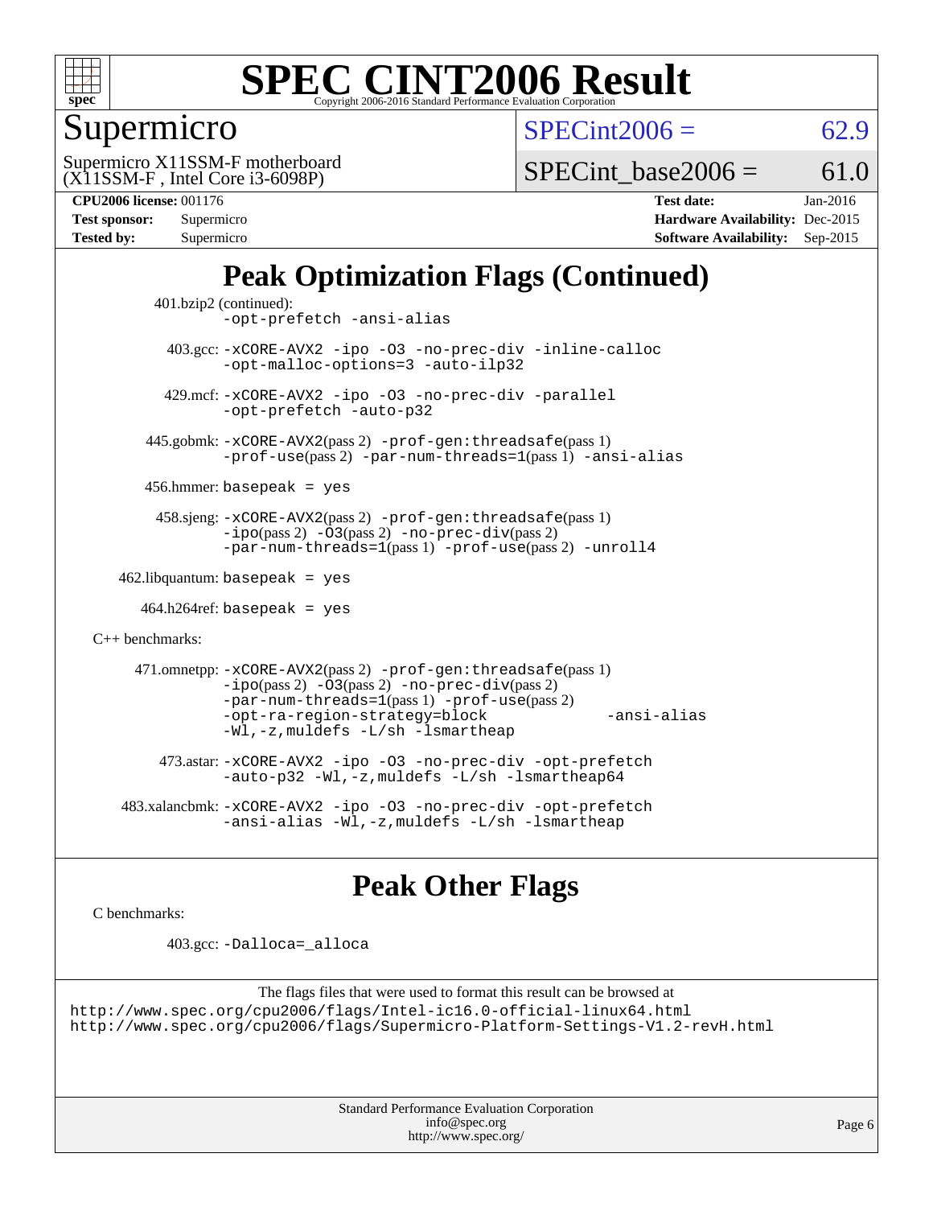# SPEC CINT2006 Result

Copyright 2006-2016 Standard Performance Evaluation Corporation

## Supermicro

Supermicro X11SSM-F motherboard
(X11SSM-F , Intel Core i3-6098P)

SPECint2006 = 62.9

SPECint_base2006 = 61.0

**CPU2006 license:** 001176
**Test sponsor:** Supermicro
**Tested by:** Supermicro

**Test date:** Jan-2016
**Hardware Availability:** Dec-2015
**Software Availability:** Sep-2015

## Peak Optimization Flags (Continued)

401.bzip2 (continued):
`-opt-prefetch -ansi-alias`

403.gcc: `-xCORE-AVX2 -ipo -O3 -no-prec-div -inline-calloc -opt-malloc-options=3 -auto-ilp32`

429.mcf: `-xCORE-AVX2 -ipo -O3 -no-prec-div -parallel -opt-prefetch -auto-p32`

445.gobmk: `-xCORE-AVX2`(pass 2) `-prof-gen:threadsafe`(pass 1) `-prof-use`(pass 2) `-par-num-threads=1`(pass 1) `-ansi-alias`

456.hmmer: `basepeak = yes`

458.sjeng: `-xCORE-AVX2`(pass 2) `-prof-gen:threadsafe`(pass 1) `-ipo`(pass 2) `-O3`(pass 2) `-no-prec-div`(pass 2) `-par-num-threads=1`(pass 1) `-prof-use`(pass 2) `-unroll4`

462.libquantum: `basepeak = yes`

464.h264ref: `basepeak = yes`

C++ benchmarks:

471.omnetpp: `-xCORE-AVX2`(pass 2) `-prof-gen:threadsafe`(pass 1) `-ipo`(pass 2) `-O3`(pass 2) `-no-prec-div`(pass 2) `-par-num-threads=1`(pass 1) `-prof-use`(pass 2) `-opt-ra-region-strategy=block -ansi-alias -Wl,-z,muldefs -L/sh -lsmartheap`

473.astar: `-xCORE-AVX2 -ipo -O3 -no-prec-div -opt-prefetch -auto-p32 -Wl,-z,muldefs -L/sh -lsmartheap64`

483.xalancbmk: `-xCORE-AVX2 -ipo -O3 -no-prec-div -opt-prefetch -ansi-alias -Wl,-z,muldefs -L/sh -lsmartheap`

## Peak Other Flags

C benchmarks:

403.gcc: `-Dalloca=_alloca`

The flags files that were used to format this result can be browsed at
http://www.spec.org/cpu2006/flags/Intel-ic16.0-official-linux64.html
http://www.spec.org/cpu2006/flags/Supermicro-Platform-Settings-V1.2-revH.html

Standard Performance Evaluation Corporation
info@spec.org
http://www.spec.org/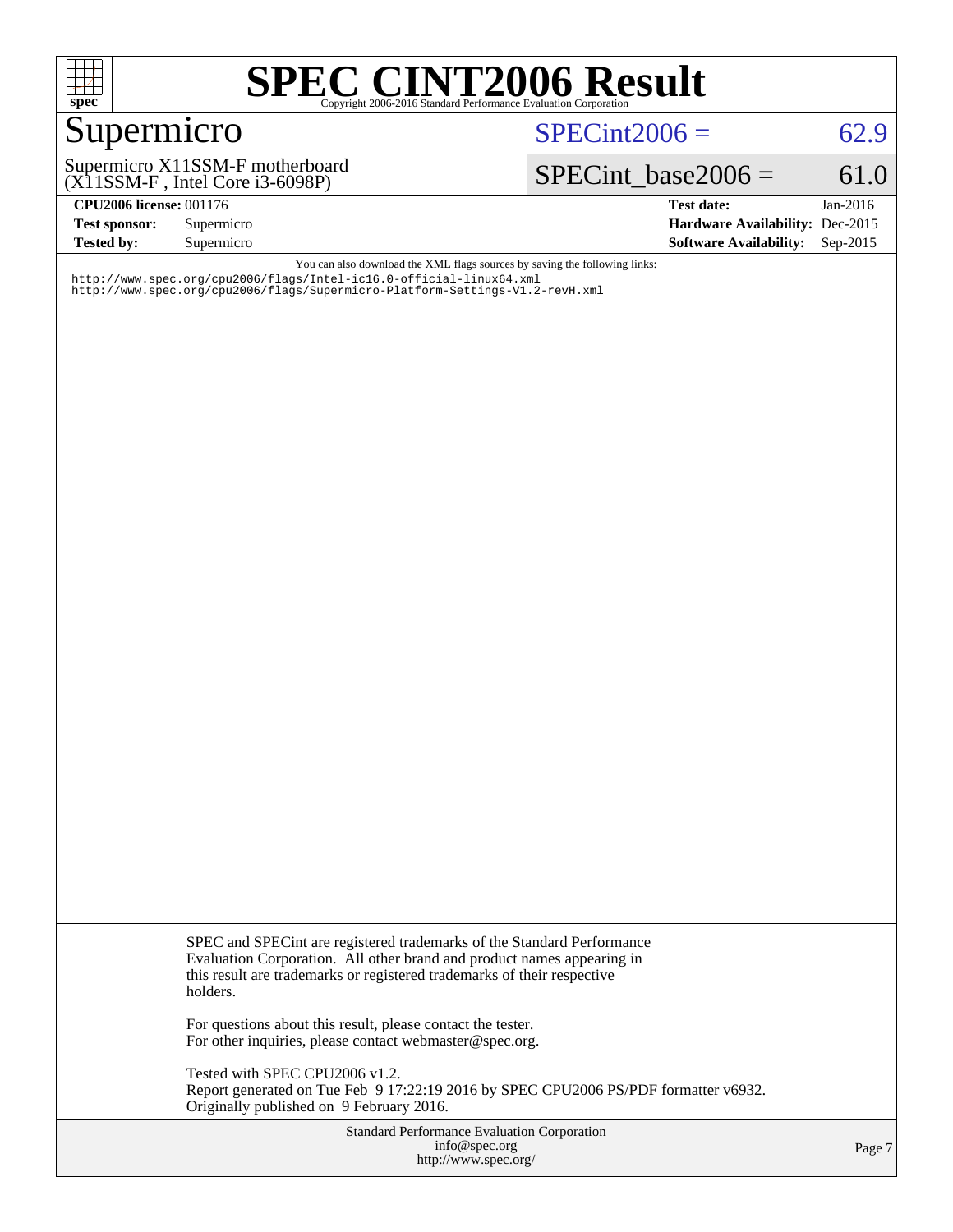You can also download the XML flags sources by saving the following links:
http://www.spec.org/cpu2006/flags/Intel-ic16.0-official-linux64.xml
http://www.spec.org/cpu2006/flags/Supermicro-Platform-Settings-V1.2-revH.xml

SPEC and SPECint are registered trademarks of the Standard Performance Evaluation Corporation. All other brand and product names appearing in this result are trademarks or registered trademarks of their respective holders.

For questions about this result, please contact the tester.
For other inquiries, please contact webmaster@spec.org.

Tested with SPEC CPU2006 v1.2.
Report generated on Tue Feb 9 17:22:19 2016 by SPEC CPU2006 PS/PDF formatter v6932.
Originally published on 9 February 2016.